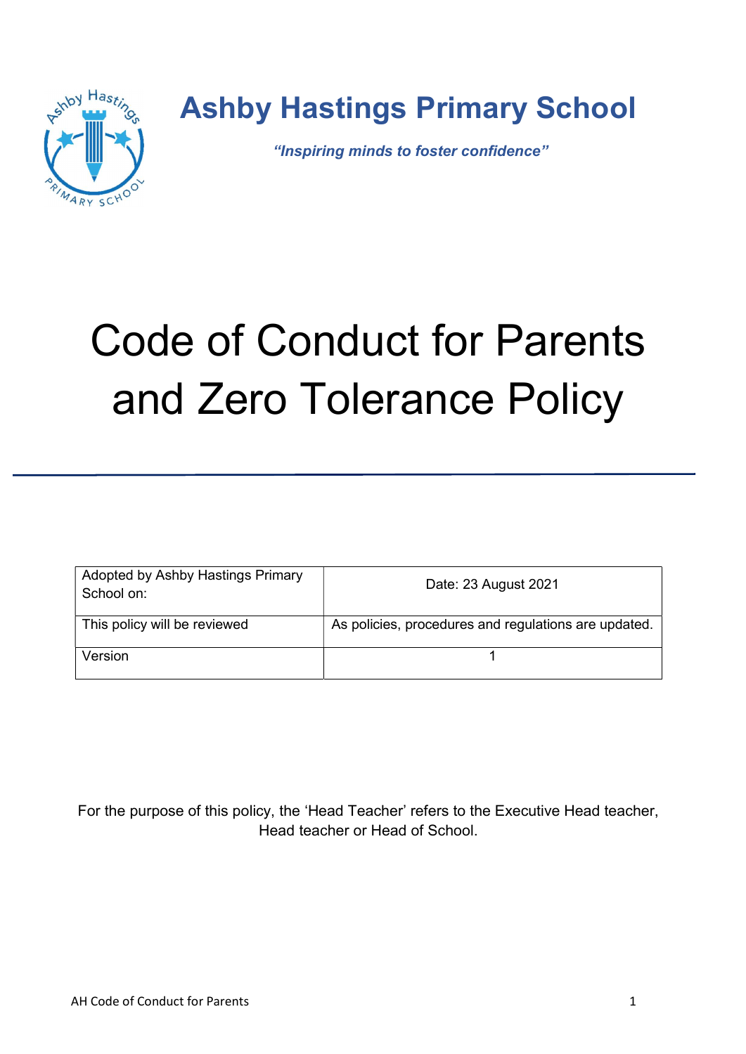# Ashby Hastings Primary School

***"Inspiring minds to foster confidence"***

# Code of Conduct for Parents and Zero Tolerance Policy

| Adopted by Ashby Hastings Primary School on: | Date: 23 August 2021 |
|---|---|
| This policy will be reviewed | As policies, procedures and regulations are updated. |
| Version | 1 |

For the purpose of this policy, the 'Head Teacher' refers to the Executive Head teacher, Head teacher or Head of School.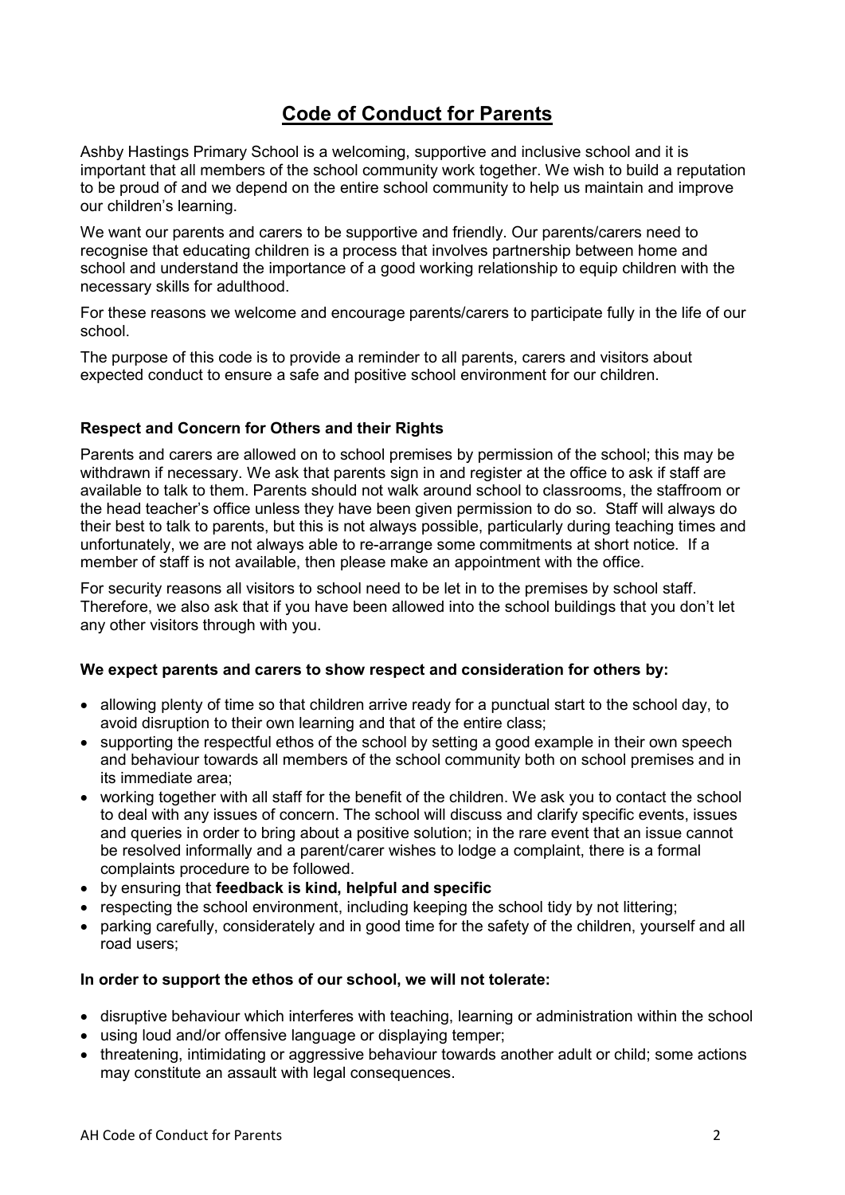# Code of Conduct for Parents

Ashby Hastings Primary School is a welcoming, supportive and inclusive school and it is important that all members of the school community work together. We wish to build a reputation to be proud of and we depend on the entire school community to help us maintain and improve our children's learning.

We want our parents and carers to be supportive and friendly. Our parents/carers need to recognise that educating children is a process that involves partnership between home and school and understand the importance of a good working relationship to equip children with the necessary skills for adulthood.

For these reasons we welcome and encourage parents/carers to participate fully in the life of our school.

The purpose of this code is to provide a reminder to all parents, carers and visitors about expected conduct to ensure a safe and positive school environment for our children.

### Respect and Concern for Others and their Rights

Parents and carers are allowed on to school premises by permission of the school; this may be withdrawn if necessary. We ask that parents sign in and register at the office to ask if staff are available to talk to them. Parents should not walk around school to classrooms, the staffroom or the head teacher's office unless they have been given permission to do so. Staff will always do their best to talk to parents, but this is not always possible, particularly during teaching times and unfortunately, we are not always able to re-arrange some commitments at short notice. If a member of staff is not available, then please make an appointment with the office.

For security reasons all visitors to school need to be let in to the premises by school staff. Therefore, we also ask that if you have been allowed into the school buildings that you don't let any other visitors through with you.

**We expect parents and carers to show respect and consideration for others by:**

- allowing plenty of time so that children arrive ready for a punctual start to the school day, to avoid disruption to their own learning and that of the entire class;
- supporting the respectful ethos of the school by setting a good example in their own speech and behaviour towards all members of the school community both on school premises and in its immediate area;
- working together with all staff for the benefit of the children. We ask you to contact the school to deal with any issues of concern. The school will discuss and clarify specific events, issues and queries in order to bring about a positive solution; in the rare event that an issue cannot be resolved informally and a parent/carer wishes to lodge a complaint, there is a formal complaints procedure to be followed.
- by ensuring that **feedback is kind, helpful and specific**
- respecting the school environment, including keeping the school tidy by not littering;
- parking carefully, considerately and in good time for the safety of the children, yourself and all road users;

**In order to support the ethos of our school, we will not tolerate:**

- disruptive behaviour which interferes with teaching, learning or administration within the school
- using loud and/or offensive language or displaying temper;
- threatening, intimidating or aggressive behaviour towards another adult or child; some actions may constitute an assault with legal consequences.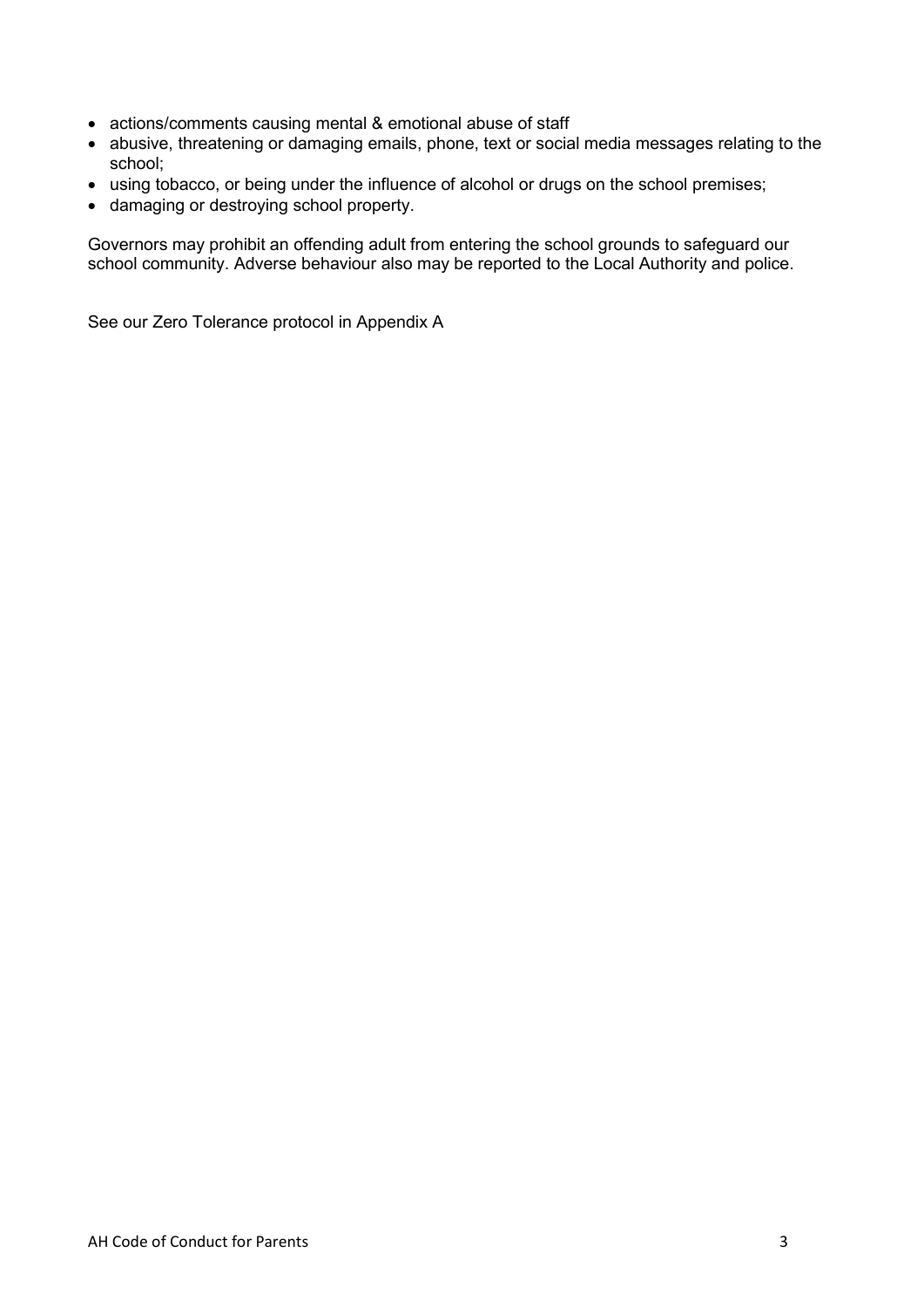- actions/comments causing mental & emotional abuse of staff
- abusive, threatening or damaging emails, phone, text or social media messages relating to the school;
- using tobacco, or being under the influence of alcohol or drugs on the school premises;
- damaging or destroying school property.

Governors may prohibit an offending adult from entering the school grounds to safeguard our school community. Adverse behaviour also may be reported to the Local Authority and police.

See our Zero Tolerance protocol in Appendix A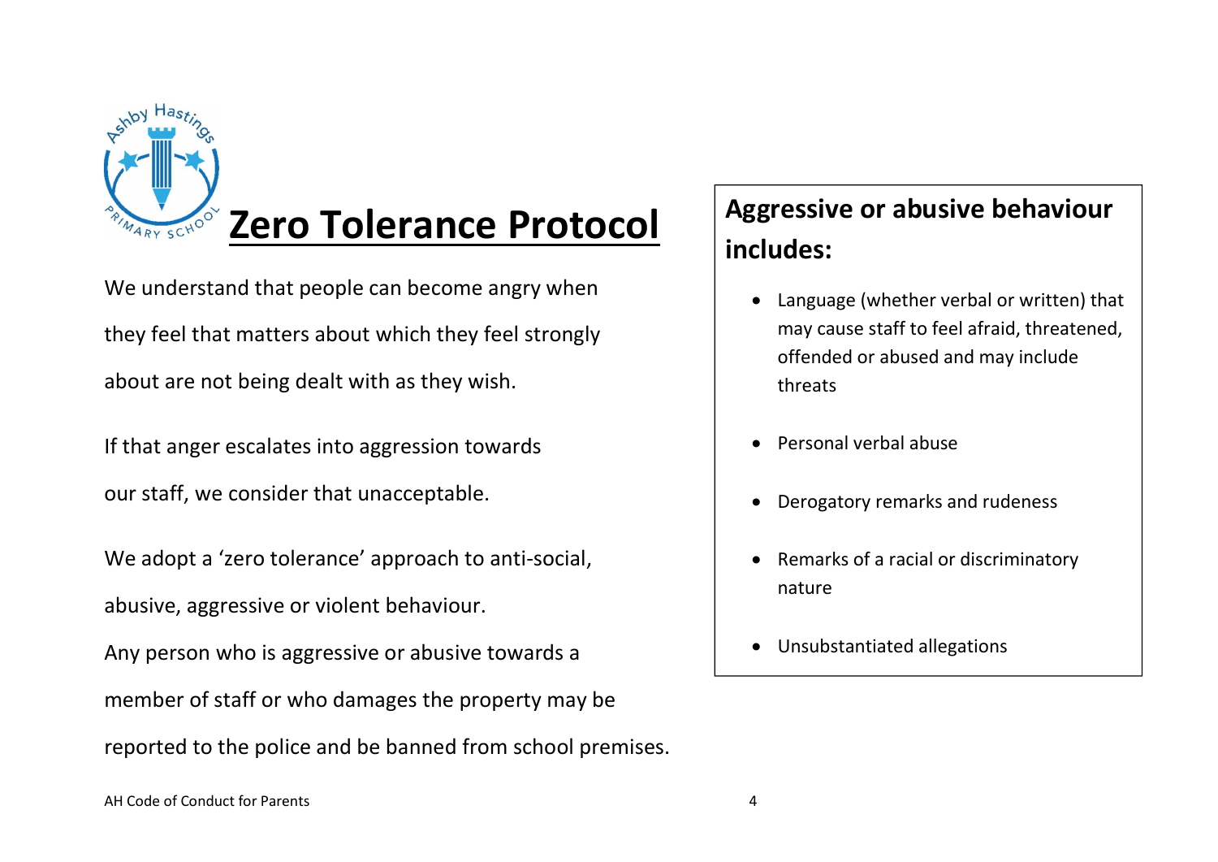# Zero Tolerance Protocol

We understand that people can become angry when they feel that matters about which they feel strongly about are not being dealt with as they wish.

If that anger escalates into aggression towards our staff, we consider that unacceptable.

We adopt a 'zero tolerance' approach to anti-social, abusive, aggressive or violent behaviour.

Any person who is aggressive or abusive towards a member of staff or who damages the property may be reported to the police and be banned from school premises.

## Aggressive or abusive behaviour includes:

- Language (whether verbal or written) that may cause staff to feel afraid, threatened, offended or abused and may include threats
- Personal verbal abuse
- Derogatory remarks and rudeness
- Remarks of a racial or discriminatory nature
- Unsubstantiated allegations